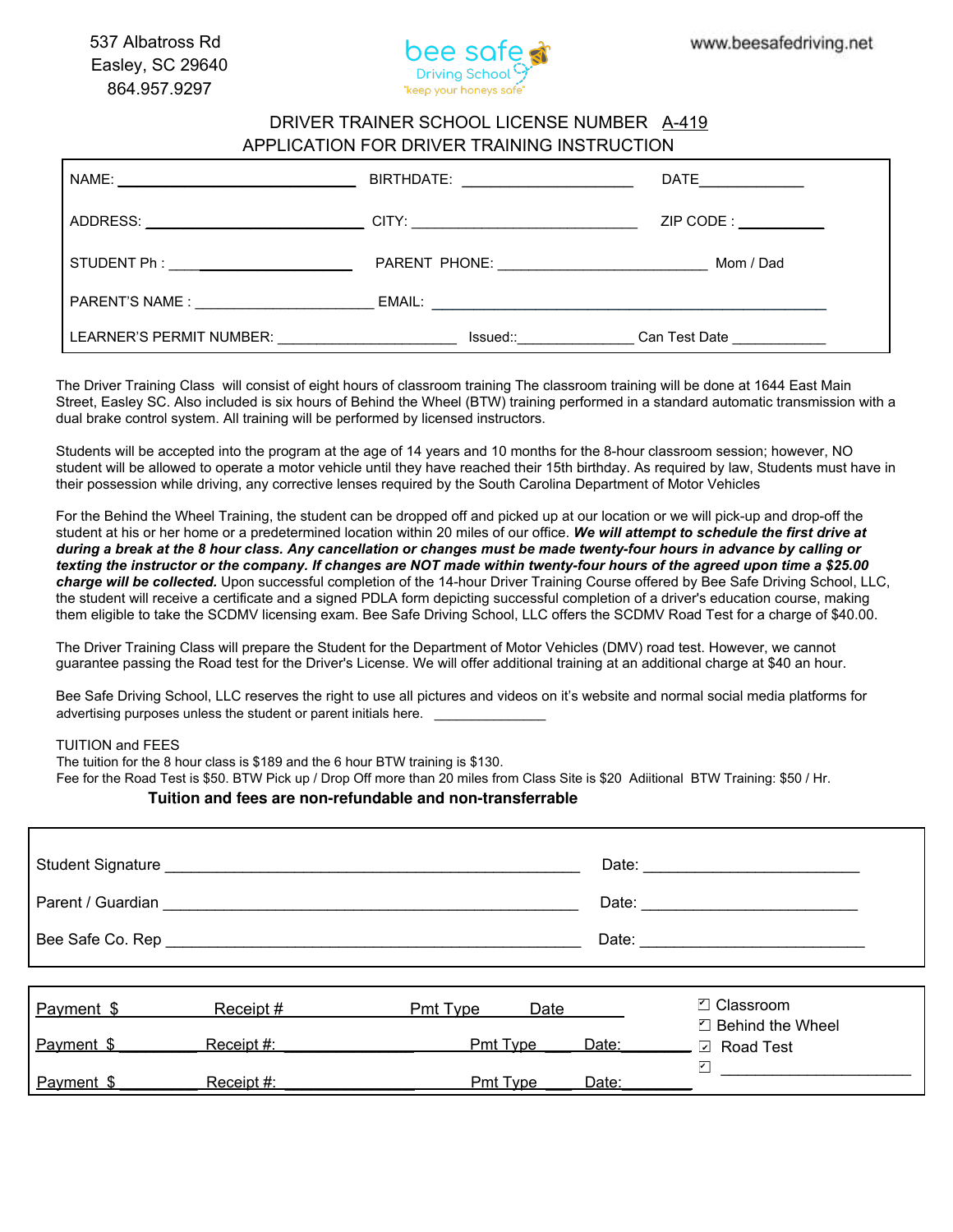537 Albatross Rd
Easley, SC 29640
864.957.9297

bee safe
Driving School
"keep your honeys safe"

www.beesafedriving.net

## DRIVER TRAINER SCHOOL LICENSE NUMBER A-419
## APPLICATION FOR DRIVER TRAINING INSTRUCTION

| | | |
|---|---|---|
| NAME: ______________________ | BIRTHDATE: ________________ | DATE__________ |
| ADDRESS: ______________________ | CITY: ______________________ | ZIP CODE : __________ |
| STUDENT Ph : ________________ | PARENT PHONE: ____________________ | Mom / Dad |
| PARENT'S NAME : ________________ | EMAIL: ______________________________________ | |
| LEARNER'S PERMIT NUMBER: ________________ | Issued::__________ | Can Test Date __________ |

The Driver Training Class will consist of eight hours of classroom training The classroom training will be done at 1644 East Main Street, Easley SC. Also included is six hours of Behind the Wheel (BTW) training performed in a standard automatic transmission with a dual brake control system. All training will be performed by licensed instructors.

Students will be accepted into the program at the age of 14 years and 10 months for the 8-hour classroom session; however, NO student will be allowed to operate a motor vehicle until they have reached their 15th birthday. As required by law, Students must have in their possession while driving, any corrective lenses required by the South Carolina Department of Motor Vehicles

For the Behind the Wheel Training, the student can be dropped off and picked up at our location or we will pick-up and drop-off the student at his or her home or a predetermined location within 20 miles of our office. ***We will attempt to schedule the first drive at during a break at the 8 hour class. Any cancellation or changes must be made twenty-four hours in advance by calling or texting the instructor or the company. If changes are NOT made within twenty-four hours of the agreed upon time a $25.00 charge will be collected.*** Upon successful completion of the 14-hour Driver Training Course offered by Bee Safe Driving School, LLC, the student will receive a certificate and a signed PDLA form depicting successful completion of a driver's education course, making them eligible to take the SCDMV licensing exam. Bee Safe Driving School, LLC offers the SCDMV Road Test for a charge of $40.00.

The Driver Training Class will prepare the Student for the Department of Motor Vehicles (DMV) road test. However, we cannot guarantee passing the Road test for the Driver's License. We will offer additional training at an additional charge at $40 an hour.

Bee Safe Driving School, LLC reserves the right to use all pictures and videos on it's website and normal social media platforms for advertising purposes unless the student or parent initials here. ____________

TUITION and FEES
The tuition for the 8 hour class is $189 and the 6 hour BTW training is $130.
Fee for the Road Test is $50. BTW Pick up / Drop Off more than 20 miles from Class Site is $20 Adiitional BTW Training: $50 / Hr.

**Tuition and fees are non-refundable and non-transferrable**

Student Signature ________________________________________ Date: ____________________

Parent / Guardian ________________________________________ Date: ____________________

Bee Safe Co. Rep ________________________________________ Date: ____________________

Payment $ __________ Receipt # ______________ Pmt Type ______ Date ________

Payment $ __________ Receipt #: ______________ Pmt Type ______ Date: ________

Payment $ __________ Receipt #: ______________ Pmt Type ______ Date: ________

☐ Classroom
☐ Behind the Wheel
☑ Road Test
☐ ____________________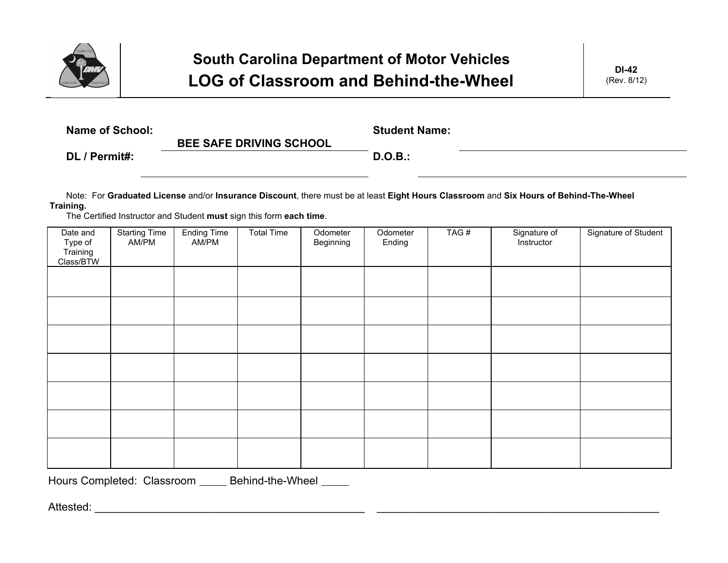# South Carolina Department of Motor Vehicles
## LOG of Classroom and Behind-the-Wheel

**DI-42**
(Rev. 8/12)

**Name of School:** BEE SAFE DRIVING SCHOOL ____________________
**Student Name:** ____________________

**DL / Permit#:** ____________________
**D.O.B.:** ____________________

Note: For **Graduated License** and/or **Insurance Discount**, there must be at least **Eight Hours Classroom** and **Six Hours of Behind-The-Wheel Training.**
The Certified Instructor and Student **must** sign this form **each time**.

| Date and Type of Training Class/BTW | Starting Time AM/PM | Ending Time AM/PM | Total Time | Odometer Beginning | Odometer Ending | TAG # | Signature of Instructor | Signature of Student |
|---|---|---|---|---|---|---|---|---|
| | | | | | | | | |
| | | | | | | | | |
| | | | | | | | | |
| | | | | | | | | |
| | | | | | | | | |
| | | | | | | | | |
| | | | | | | | | |

Hours Completed: Classroom _____ Behind-the-Wheel _____

Attested: ______________________________________________ ______________________________________________